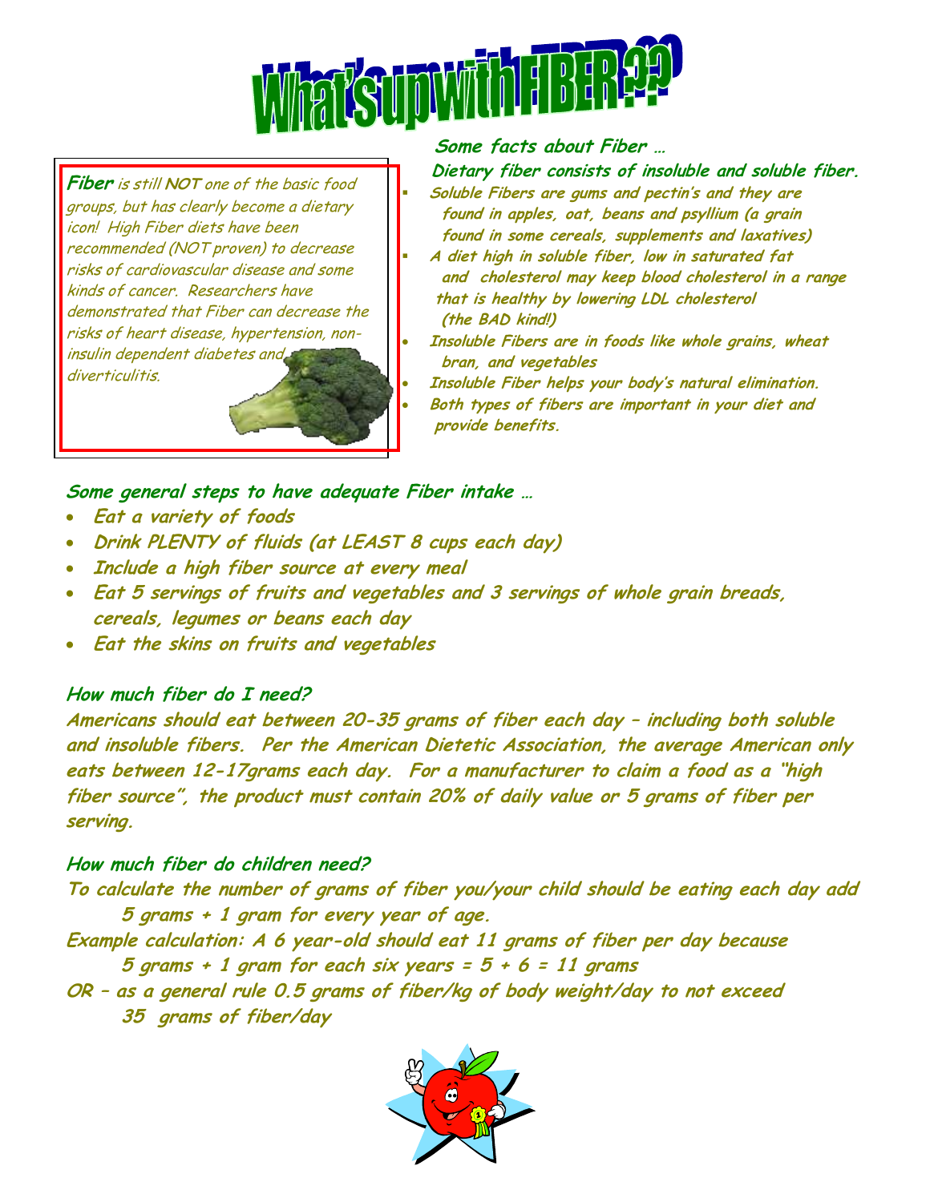# What's up with FIBER???

**Fiber** *is still* **NOT** *one of the basic food groups, but has clearly become a dietary icon! High Fiber diets have been recommended (NOT proven) to decrease risks of cardiovascular disease and some kinds of cancer. Researchers have demonstrated that Fiber can decrease the risks of heart disease, hypertension, non-insulin dependent diabetes and diverticulitis.*

### *Some facts about Fiber …*

***Dietary fiber consists of insoluble and soluble fiber.***

- ***Soluble Fibers are gums and pectin's and they are found in apples, oat, beans and psyllium (a grain found in some cereals, supplements and laxatives)***
- ***A diet high in soluble fiber, low in saturated fat and cholesterol may keep blood cholesterol in a range that is healthy by lowering LDL cholesterol (the BAD kind!)***
- ***Insoluble Fibers are in foods like whole grains, wheat bran, and vegetables***
- ***Insoluble Fiber helps your body's natural elimination.***
- ***Both types of fibers are important in your diet and provide benefits.***

### *Some general steps to have adequate Fiber intake …*

- ***Eat a variety of foods***
- ***Drink PLENTY of fluids (at LEAST 8 cups each day)***
- ***Include a high fiber source at every meal***
- ***Eat 5 servings of fruits and vegetables and 3 servings of whole grain breads, cereals, legumes or beans each day***
- ***Eat the skins on fruits and vegetables***

### *How much fiber do I need?*

***Americans should eat between 20-35 grams of fiber each day – including both soluble and insoluble fibers. Per the American Dietetic Association, the average American only eats between 12-17grams each day. For a manufacturer to claim a food as a "high fiber source", the product must contain 20% of daily value or 5 grams of fiber per serving.***

### *How much fiber do children need?*

***To calculate the number of grams of fiber you/your child should be eating each day add 5 grams + 1 gram for every year of age.***

***Example calculation: A 6 year-old should eat 11 grams of fiber per day because 5 grams + 1 gram for each six years = 5 + 6 = 11 grams***

***OR – as a general rule 0.5 grams of fiber/kg of body weight/day to not exceed 35 grams of fiber/day***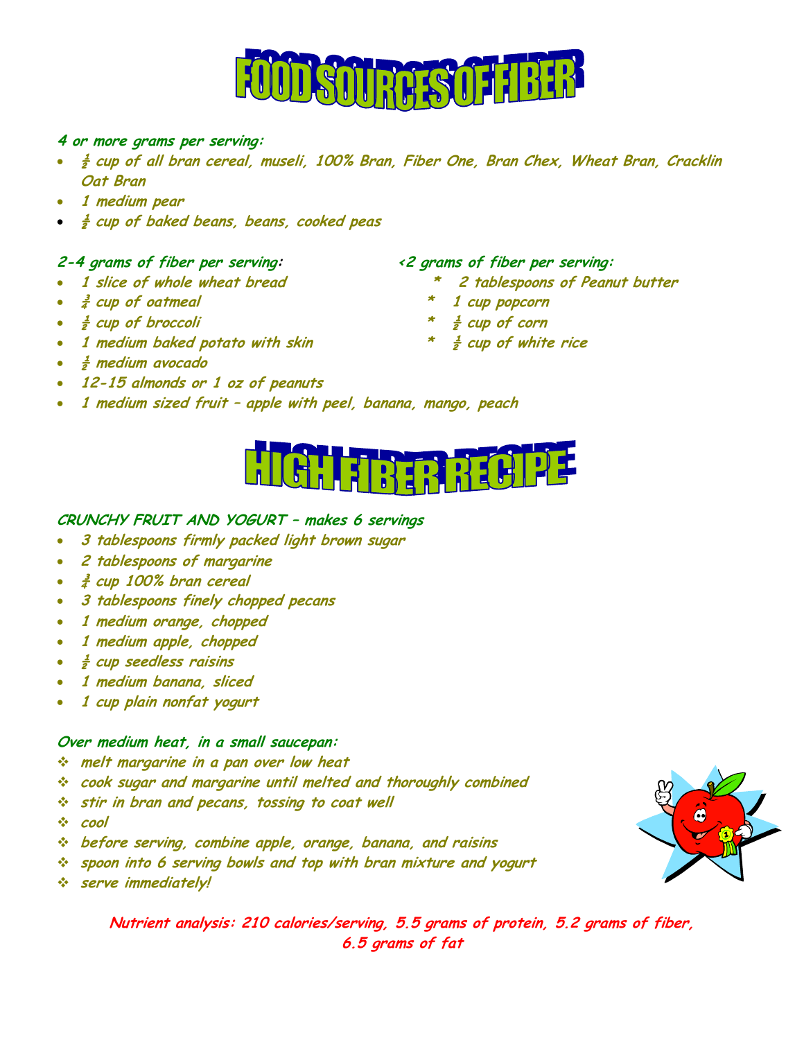# FOOD SOURCES OF FIBER

***4 or more grams per serving:***

- *½ cup of all bran cereal, museli, 100% Bran, Fiber One, Bran Chex, Wheat Bran, Cracklin Oat Bran*
- *1 medium pear*
- *½ cup of baked beans, beans, cooked peas*

***2-4 grams of fiber per serving:***

- *1 slice of whole wheat bread*
- *¾ cup of oatmeal*
- *½ cup of broccoli*
- *1 medium baked potato with skin*
- *½ medium avocado*
- *12-15 almonds or 1 oz of peanuts*
- *1 medium sized fruit – apple with peel, banana, mango, peach*

***<2 grams of fiber per serving:***

- *2 tablespoons of Peanut butter*
- *1 cup popcorn*
- *½ cup of corn*
- *½ cup of white rice*

# HIGH FIBER RECIPE

***CRUNCHY FRUIT AND YOGURT – makes 6 servings***

- *3 tablespoons firmly packed light brown sugar*
- *2 tablespoons of margarine*
- *¾ cup 100% bran cereal*
- *3 tablespoons finely chopped pecans*
- *1 medium orange, chopped*
- *1 medium apple, chopped*
- *½ cup seedless raisins*
- *1 medium banana, sliced*
- *1 cup plain nonfat yogurt*

***Over medium heat, in a small saucepan:***

- *melt margarine in a pan over low heat*
- *cook sugar and margarine until melted and thoroughly combined*
- *stir in bran and pecans, tossing to coat well*
- *cool*
- *before serving, combine apple, orange, banana, and raisins*
- *spoon into 6 serving bowls and top with bran mixture and yogurt*
- *serve immediately!*

***Nutrient analysis: 210 calories/serving, 5.5 grams of protein, 5.2 grams of fiber, 6.5 grams of fat***